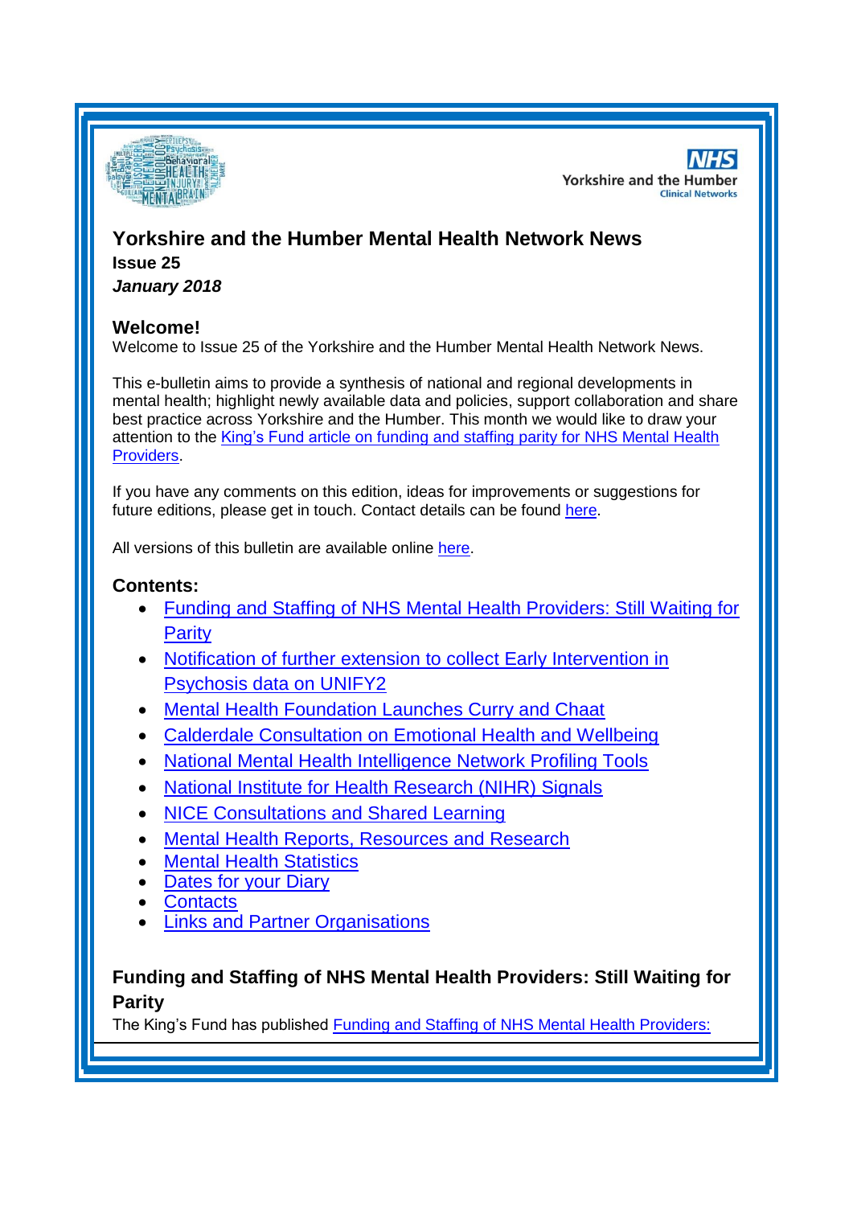Yorkshire and the Humber Clinical Networks

# Yorkshire and the Humber Mental Health Network News

**Issue 25**

***January 2018***

## Welcome!

Welcome to Issue 25 of the Yorkshire and the Humber Mental Health Network News.

This e-bulletin aims to provide a synthesis of national and regional developments in mental health; highlight newly available data and policies, support collaboration and share best practice across Yorkshire and the Humber. This month we would like to draw your attention to the King's Fund article on funding and staffing parity for NHS Mental Health Providers.

If you have any comments on this edition, ideas for improvements or suggestions for future editions, please get in touch. Contact details can be found here.

All versions of this bulletin are available online here.

## Contents:

- Funding and Staffing of NHS Mental Health Providers: Still Waiting for Parity
- Notification of further extension to collect Early Intervention in Psychosis data on UNIFY2
- Mental Health Foundation Launches Curry and Chaat
- Calderdale Consultation on Emotional Health and Wellbeing
- National Mental Health Intelligence Network Profiling Tools
- National Institute for Health Research (NIHR) Signals
- NICE Consultations and Shared Learning
- Mental Health Reports, Resources and Research
- Mental Health Statistics
- Dates for your Diary
- Contacts
- Links and Partner Organisations

## Funding and Staffing of NHS Mental Health Providers: Still Waiting for Parity

The King's Fund has published Funding and Staffing of NHS Mental Health Providers: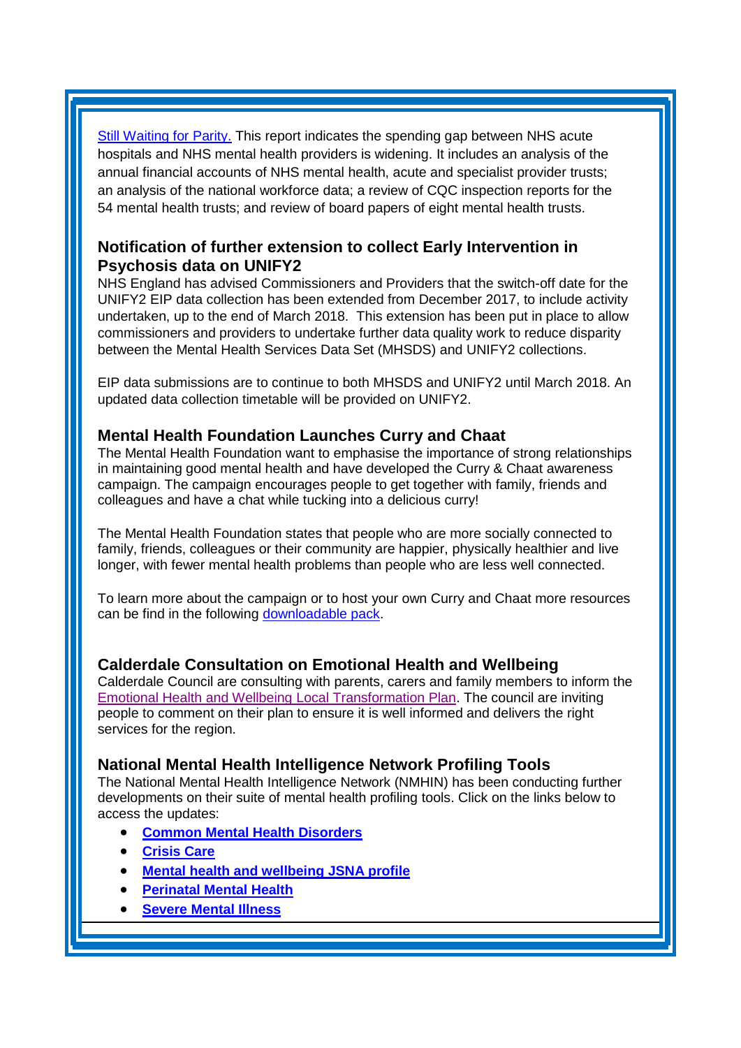Still Waiting for Parity. This report indicates the spending gap between NHS acute hospitals and NHS mental health providers is widening. It includes an analysis of the annual financial accounts of NHS mental health, acute and specialist provider trusts; an analysis of the national workforce data; a review of CQC inspection reports for the 54 mental health trusts; and review of board papers of eight mental health trusts.

### Notification of further extension to collect Early Intervention in Psychosis data on UNIFY2

NHS England has advised Commissioners and Providers that the switch-off date for the UNIFY2 EIP data collection has been extended from December 2017, to include activity undertaken, up to the end of March 2018. This extension has been put in place to allow commissioners and providers to undertake further data quality work to reduce disparity between the Mental Health Services Data Set (MHSDS) and UNIFY2 collections.

EIP data submissions are to continue to both MHSDS and UNIFY2 until March 2018. An updated data collection timetable will be provided on UNIFY2.

### Mental Health Foundation Launches Curry and Chaat

The Mental Health Foundation want to emphasise the importance of strong relationships in maintaining good mental health and have developed the Curry & Chaat awareness campaign. The campaign encourages people to get together with family, friends and colleagues and have a chat while tucking into a delicious curry!

The Mental Health Foundation states that people who are more socially connected to family, friends, colleagues or their community are happier, physically healthier and live longer, with fewer mental health problems than people who are less well connected.

To learn more about the campaign or to host your own Curry and Chaat more resources can be find in the following downloadable pack.

### Calderdale Consultation on Emotional Health and Wellbeing

Calderdale Council are consulting with parents, carers and family members to inform the Emotional Health and Wellbeing Local Transformation Plan. The council are inviting people to comment on their plan to ensure it is well informed and delivers the right services for the region.

### National Mental Health Intelligence Network Profiling Tools

The National Mental Health Intelligence Network (NMHIN) has been conducting further developments on their suite of mental health profiling tools. Click on the links below to access the updates:

- **Common Mental Health Disorders**
- **Crisis Care**
- **Mental health and wellbeing JSNA profile**
- **Perinatal Mental Health**
- **Severe Mental Illness**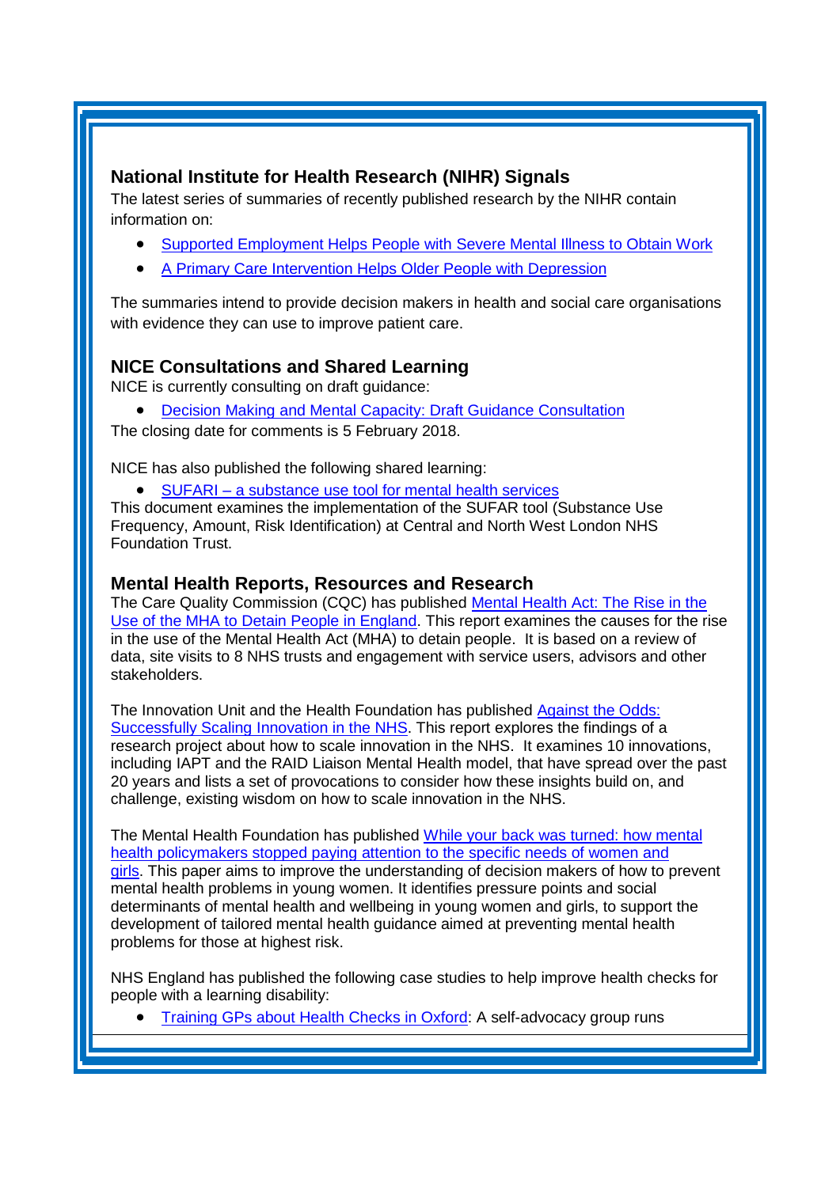## National Institute for Health Research (NIHR) Signals

The latest series of summaries of recently published research by the NIHR contain information on:

- Supported Employment Helps People with Severe Mental Illness to Obtain Work
- A Primary Care Intervention Helps Older People with Depression

The summaries intend to provide decision makers in health and social care organisations with evidence they can use to improve patient care.

## NICE Consultations and Shared Learning

NICE is currently consulting on draft guidance:

- Decision Making and Mental Capacity: Draft Guidance Consultation

The closing date for comments is 5 February 2018.

NICE has also published the following shared learning:

- SUFARI – a substance use tool for mental health services

This document examines the implementation of the SUFAR tool (Substance Use Frequency, Amount, Risk Identification) at Central and North West London NHS Foundation Trust.

## Mental Health Reports, Resources and Research

The Care Quality Commission (CQC) has published Mental Health Act: The Rise in the Use of the MHA to Detain People in England. This report examines the causes for the rise in the use of the Mental Health Act (MHA) to detain people. It is based on a review of data, site visits to 8 NHS trusts and engagement with service users, advisors and other stakeholders.

The Innovation Unit and the Health Foundation has published Against the Odds: Successfully Scaling Innovation in the NHS. This report explores the findings of a research project about how to scale innovation in the NHS. It examines 10 innovations, including IAPT and the RAID Liaison Mental Health model, that have spread over the past 20 years and lists a set of provocations to consider how these insights build on, and challenge, existing wisdom on how to scale innovation in the NHS.

The Mental Health Foundation has published While your back was turned: how mental health policymakers stopped paying attention to the specific needs of women and girls. This paper aims to improve the understanding of decision makers of how to prevent mental health problems in young women. It identifies pressure points and social determinants of mental health and wellbeing in young women and girls, to support the development of tailored mental health guidance aimed at preventing mental health problems for those at highest risk.

NHS England has published the following case studies to help improve health checks for people with a learning disability:

- Training GPs about Health Checks in Oxford: A self-advocacy group runs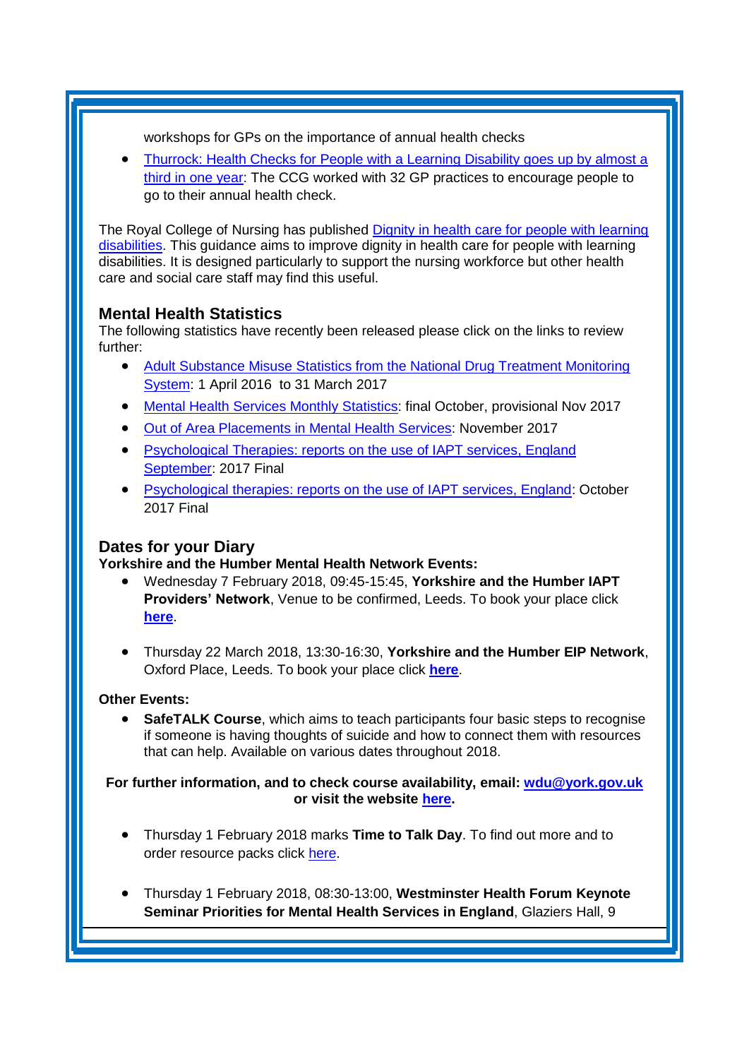workshops for GPs on the importance of annual health checks

- Thurrock: Health Checks for People with a Learning Disability goes up by almost a third in one year: The CCG worked with 32 GP practices to encourage people to go to their annual health check.

The Royal College of Nursing has published Dignity in health care for people with learning disabilities. This guidance aims to improve dignity in health care for people with learning disabilities. It is designed particularly to support the nursing workforce but other health care and social care staff may find this useful.

### Mental Health Statistics

The following statistics have recently been released please click on the links to review further:

- Adult Substance Misuse Statistics from the National Drug Treatment Monitoring System: 1 April 2016 to 31 March 2017
- Mental Health Services Monthly Statistics: final October, provisional Nov 2017
- Out of Area Placements in Mental Health Services: November 2017
- Psychological Therapies: reports on the use of IAPT services, England September: 2017 Final
- Psychological therapies: reports on the use of IAPT services, England: October 2017 Final

### Dates for your Diary

**Yorkshire and the Humber Mental Health Network Events:**

- Wednesday 7 February 2018, 09:45-15:45, **Yorkshire and the Humber IAPT Providers' Network**, Venue to be confirmed, Leeds. To book your place click **here**.

- Thursday 22 March 2018, 13:30-16:30, **Yorkshire and the Humber EIP Network**, Oxford Place, Leeds. To book your place click **here**.

**Other Events:**

- **SafeTALK Course**, which aims to teach participants four basic steps to recognise if someone is having thoughts of suicide and how to connect them with resources that can help. Available on various dates throughout 2018.

**For further information, and to check course availability, email: wdu@york.gov.uk or visit the website here.**

- Thursday 1 February 2018 marks **Time to Talk Day**. To find out more and to order resource packs click here.

- Thursday 1 February 2018, 08:30-13:00, **Westminster Health Forum Keynote Seminar Priorities for Mental Health Services in England**, Glaziers Hall, 9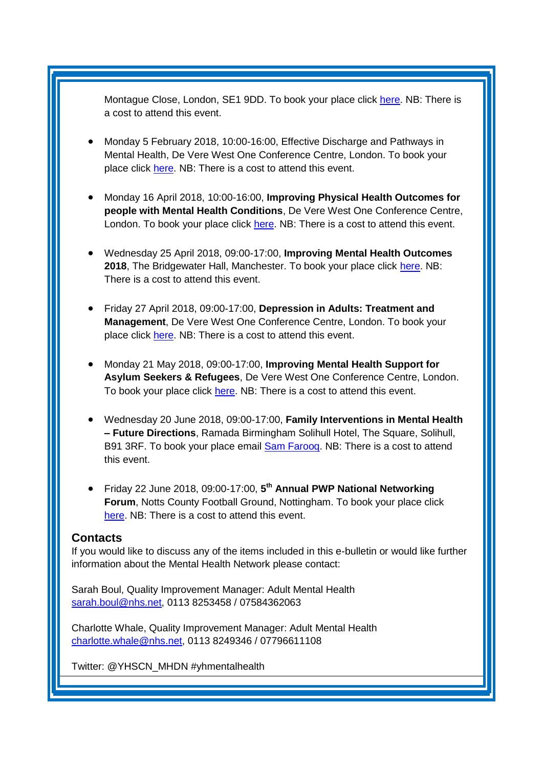Montague Close, London, SE1 9DD. To book your place click here. NB: There is a cost to attend this event.

- Monday 5 February 2018, 10:00-16:00, Effective Discharge and Pathways in Mental Health, De Vere West One Conference Centre, London. To book your place click here. NB: There is a cost to attend this event.

- Monday 16 April 2018, 10:00-16:00, **Improving Physical Health Outcomes for people with Mental Health Conditions**, De Vere West One Conference Centre, London. To book your place click here. NB: There is a cost to attend this event.

- Wednesday 25 April 2018, 09:00-17:00, **Improving Mental Health Outcomes 2018**, The Bridgewater Hall, Manchester. To book your place click here. NB: There is a cost to attend this event.

- Friday 27 April 2018, 09:00-17:00, **Depression in Adults: Treatment and Management**, De Vere West One Conference Centre, London. To book your place click here. NB: There is a cost to attend this event.

- Monday 21 May 2018, 09:00-17:00, **Improving Mental Health Support for Asylum Seekers & Refugees**, De Vere West One Conference Centre, London. To book your place click here. NB: There is a cost to attend this event.

- Wednesday 20 June 2018, 09:00-17:00, **Family Interventions in Mental Health – Future Directions**, Ramada Birmingham Solihull Hotel, The Square, Solihull, B91 3RF. To book your place email Sam Farooq. NB: There is a cost to attend this event.

- Friday 22 June 2018, 09:00-17:00, **5th Annual PWP National Networking Forum**, Notts County Football Ground, Nottingham. To book your place click here. NB: There is a cost to attend this event.

## Contacts

If you would like to discuss any of the items included in this e-bulletin or would like further information about the Mental Health Network please contact:

Sarah Boul, Quality Improvement Manager: Adult Mental Health
sarah.boul@nhs.net, 0113 8253458 / 07584362063

Charlotte Whale, Quality Improvement Manager: Adult Mental Health
charlotte.whale@nhs.net, 0113 8249346 / 07796611108

Twitter: @YHSCN_MHDN #yhmentalhealth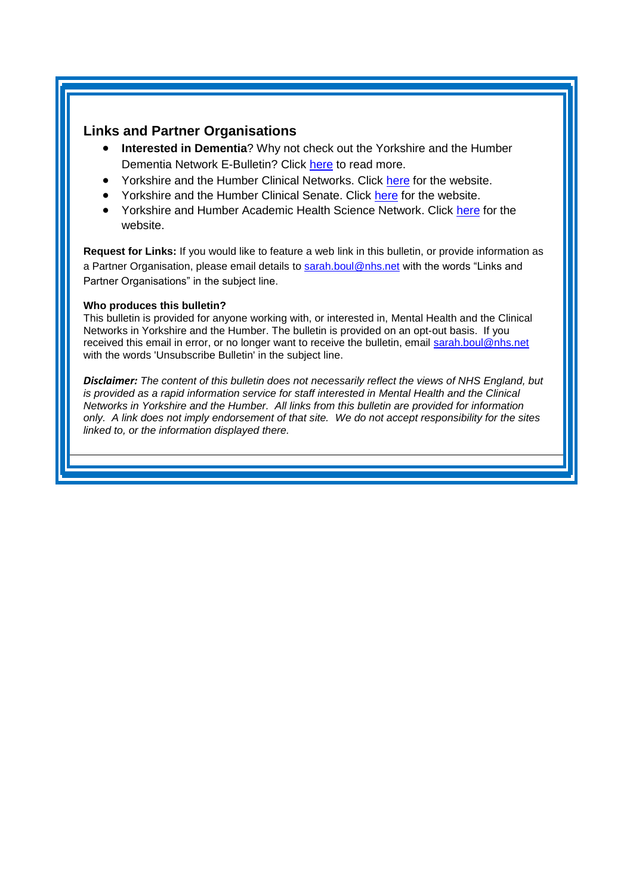## Links and Partner Organisations

- **Interested in Dementia**? Why not check out the Yorkshire and the Humber Dementia Network E-Bulletin? Click here to read more.
- Yorkshire and the Humber Clinical Networks. Click here for the website.
- Yorkshire and the Humber Clinical Senate. Click here for the website.
- Yorkshire and Humber Academic Health Science Network. Click here for the website.

**Request for Links:** If you would like to feature a web link in this bulletin, or provide information as a Partner Organisation, please email details to sarah.boul@nhs.net with the words "Links and Partner Organisations" in the subject line.

**Who produces this bulletin?**
This bulletin is provided for anyone working with, or interested in, Mental Health and the Clinical Networks in Yorkshire and the Humber. The bulletin is provided on an opt-out basis. If you received this email in error, or no longer want to receive the bulletin, email sarah.boul@nhs.net with the words 'Unsubscribe Bulletin' in the subject line.

***Disclaimer:*** *The content of this bulletin does not necessarily reflect the views of NHS England, but is provided as a rapid information service for staff interested in Mental Health and the Clinical Networks in Yorkshire and the Humber. All links from this bulletin are provided for information only. A link does not imply endorsement of that site. We do not accept responsibility for the sites linked to, or the information displayed there.*